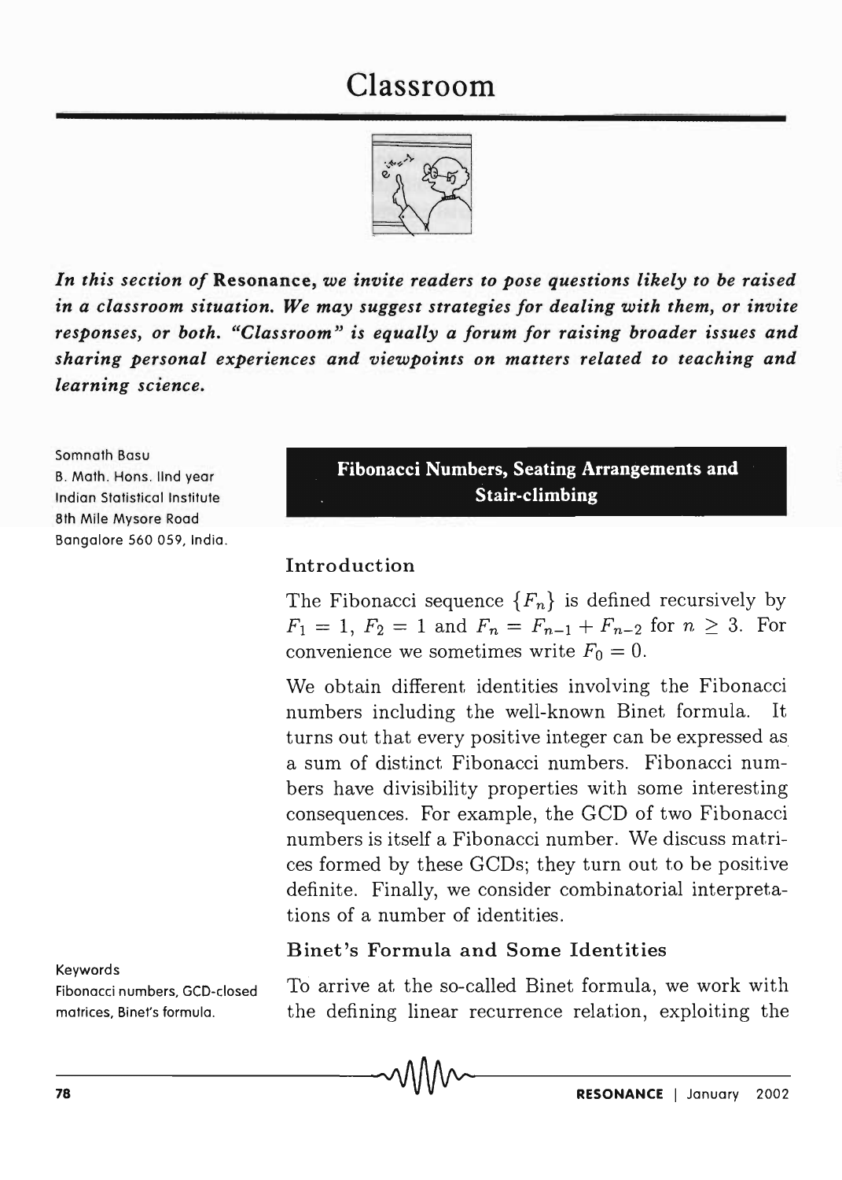# Classroom

*In this section of* **Resonance**, *we invite readers to pose questions likely to be raised in a classroom situation. We may suggest strategies for dealing with them, or invite responses, or both. "Classroom" is equally a forum for raising broader issues and sharing personal experiences and viewpoints on matters related to teaching and learning science.*

Somnath Basu
B. Math. Hons. IInd year
Indian Statistical Institute
8th Mile Mysore Road
Bangalore 560 059, India.

## Fibonacci Numbers, Seating Arrangements and Stair-climbing

### Introduction

The Fibonacci sequence $\{F_n\}$ is defined recursively by $F_1 = 1$, $F_2 = 1$ and $F_n = F_{n-1} + F_{n-2}$ for $n \geq 3$. For convenience we sometimes write $F_0 = 0$.

We obtain different identities involving the Fibonacci numbers including the well-known Binet formula. It turns out that every positive integer can be expressed as a sum of distinct Fibonacci numbers. Fibonacci numbers have divisibility properties with some interesting consequences. For example, the GCD of two Fibonacci numbers is itself a Fibonacci number. We discuss matrices formed by these GCDs; they turn out to be positive definite. Finally, we consider combinatorial interpretations of a number of identities.

Keywords
Fibonacci numbers, GCD-closed matrices, Binet's formula.

### Binet's Formula and Some Identities

To arrive at the so-called Binet formula, we work with the defining linear recurrence relation, exploiting the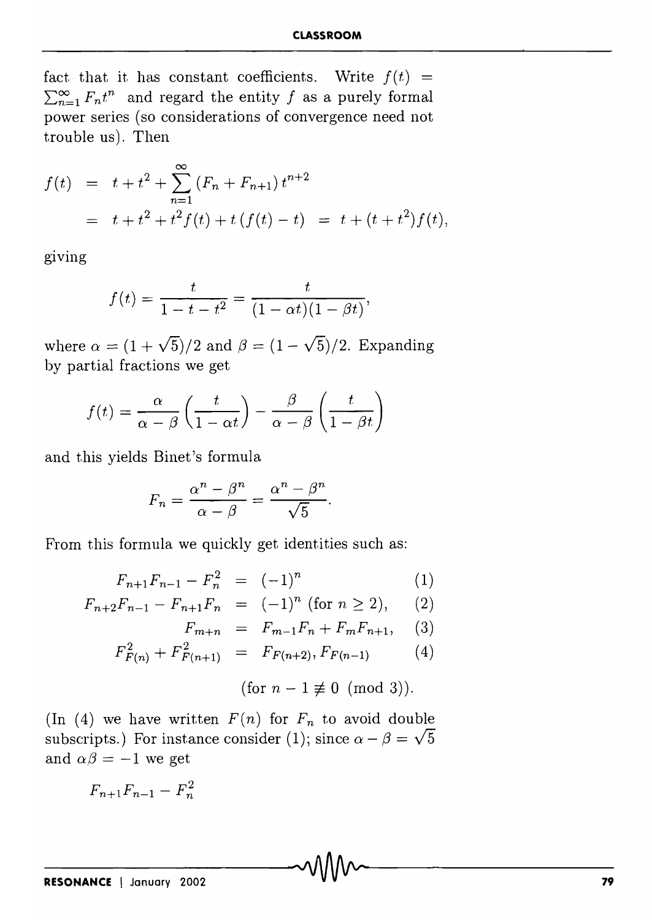fact that it has constant coefficients. Write $f(t) = \sum_{n=1}^{\infty} F_n t^n$ and regard the entity $f$ as a purely formal power series (so considerations of convergence need not trouble us). Then

$$
\begin{aligned}
f(t) &= t + t^2 + \sum_{n=1}^{\infty} (F_n + F_{n+1})\, t^{n+2} \\
&= t + t^2 + t^2 f(t) + t\,(f(t) - t) \;=\; t + (t + t^2) f(t),
\end{aligned}
$$

giving

$$
f(t) = \frac{t}{1 - t - t^2} = \frac{t}{(1 - \alpha t)(1 - \beta t)},
$$

where $\alpha = (1 + \sqrt{5})/2$ and $\beta = (1 - \sqrt{5})/2$. Expanding by partial fractions we get

$$
f(t) = \frac{\alpha}{\alpha - \beta}\left(\frac{t}{1 - \alpha t}\right) - \frac{\beta}{\alpha - \beta}\left(\frac{t}{1 - \beta t}\right)
$$

and this yields Binet's formula

$$
F_n = \frac{\alpha^n - \beta^n}{\alpha - \beta} = \frac{\alpha^n - \beta^n}{\sqrt{5}}.
$$

From this formula we quickly get identities such as:

$$
\begin{aligned}
F_{n+1} F_{n-1} - F_n^2 &= (-1)^n && (1) \\
F_{n+2} F_{n-1} - F_{n+1} F_n &= (-1)^n \text{ (for } n \geq 2), && (2) \\
F_{m+n} &= F_{m-1} F_n + F_m F_{n+1}, && (3) \\
F_{F(n)}^2 + F_{F(n+1)}^2 &= F_{F(n+2)}, F_{F(n-1)} && (4)
\end{aligned}
$$

$$
(\text{for } n - 1 \not\equiv 0 \pmod 3).
$$

(In (4) we have written $F(n)$ for $F_n$ to avoid double subscripts.) For instance consider (1); since $\alpha - \beta = \sqrt{5}$ and $\alpha\beta = -1$ we get

$$
F_{n+1} F_{n-1} - F_n^2
$$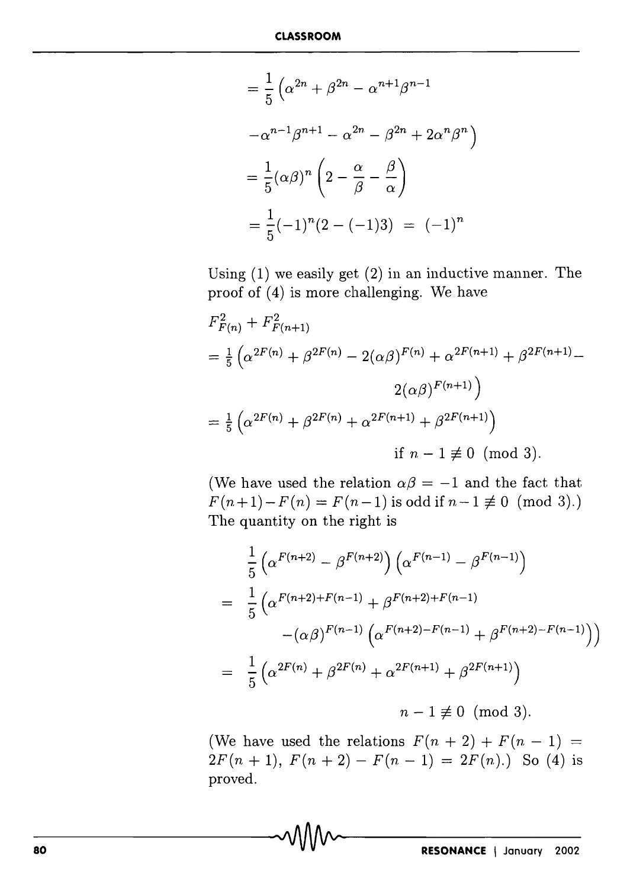$$= \frac{1}{5}\Big(\alpha^{2n} + \beta^{2n} - \alpha^{n+1}\beta^{n-1}$$

$$-\alpha^{n-1}\beta^{n+1} - \alpha^{2n} - \beta^{2n} + 2\alpha^n\beta^n\Big)$$

$$= \frac{1}{5}(\alpha\beta)^n\left(2 - \frac{\alpha}{\beta} - \frac{\beta}{\alpha}\right)$$

$$= \frac{1}{5}(-1)^n(2-(-1)3) \;=\; (-1)^n$$

Using (1) we easily get (2) in an inductive manner. The proof of (4) is more challenging. We have

$$F^2_{F(n)} + F^2_{F(n+1)}$$

$$= \tfrac{1}{5}\Big(\alpha^{2F(n)} + \beta^{2F(n)} - 2(\alpha\beta)^{F(n)} + \alpha^{2F(n+1)} + \beta^{2F(n+1)} - 2(\alpha\beta)^{F(n+1)}\Big)$$

$$= \tfrac{1}{5}\Big(\alpha^{2F(n)} + \beta^{2F(n)} + \alpha^{2F(n+1)} + \beta^{2F(n+1)}\Big)$$

$$\text{if } n-1 \not\equiv 0 \pmod 3.$$

(We have used the relation $\alpha\beta = -1$ and the fact that $F(n+1) - F(n) = F(n-1)$ is odd if $n-1 \not\equiv 0 \pmod 3$.) The quantity on the right is

$$\frac{1}{5}\left(\alpha^{F(n+2)} - \beta^{F(n+2)}\right)\left(\alpha^{F(n-1)} - \beta^{F(n-1)}\right)$$

$$= \frac{1}{5}\Big(\alpha^{F(n+2)+F(n-1)} + \beta^{F(n+2)+F(n-1)} - (\alpha\beta)^{F(n-1)}\left(\alpha^{F(n+2)-F(n-1)} + \beta^{F(n+2)-F(n-1)}\right)\Big)$$

$$= \frac{1}{5}\left(\alpha^{2F(n)} + \beta^{2F(n)} + \alpha^{2F(n+1)} + \beta^{2F(n+1)}\right)$$

$$n-1 \not\equiv 0 \pmod 3.$$

(We have used the relations $F(n+2) + F(n-1) = 2F(n+1)$, $F(n+2) - F(n-1) = 2F(n)$.) So (4) is proved.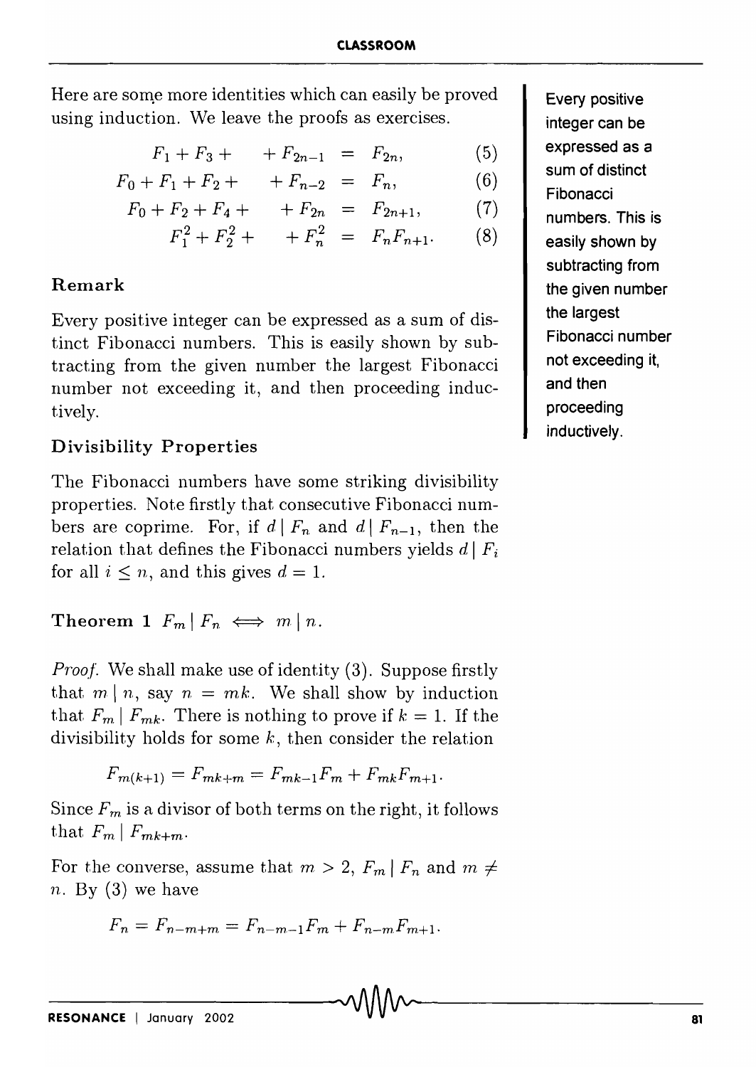Here are some more identities which can easily be proved using induction. We leave the proofs as exercises.

$$
\begin{aligned}
F_1 + F_3 + \quad + F_{2n-1} &= F_{2n}, & (5) \\
F_0 + F_1 + F_2 + \quad + F_{n-2} &= F_n, & (6) \\
F_0 + F_2 + F_4 + \quad + F_{2n} &= F_{2n+1}, & (7) \\
F_1^2 + F_2^2 + \quad + F_n^2 &= F_n F_{n+1}. & (8)
\end{aligned}
$$

### Remark

Every positive integer can be expressed as a sum of distinct Fibonacci numbers. This is easily shown by subtracting from the given number the largest Fibonacci number not exceeding it, and then proceeding inductively.

### Divisibility Properties

The Fibonacci numbers have some striking divisibility properties. Note firstly that consecutive Fibonacci numbers are coprime. For, if $d \mid F_n$ and $d \mid F_{n-1}$, then the relation that defines the Fibonacci numbers yields $d \mid F_i$ for all $i \leq n$, and this gives $d = 1$.

**Theorem 1** $F_m \mid F_n \iff m \mid n$.

*Proof.* We shall make use of identity (3). Suppose firstly that $m \mid n$, say $n = mk$. We shall show by induction that $F_m \mid F_{mk}$. There is nothing to prove if $k = 1$. If the divisibility holds for some $k$, then consider the relation

$$F_{m(k+1)} = F_{mk+m} = F_{mk-1} F_m + F_{mk} F_{m+1}.$$

Since $F_m$ is a divisor of both terms on the right, it follows that $F_m \mid F_{mk+m}$.

For the converse, assume that $m > 2$, $F_m \mid F_n$ and $m \neq n$. By (3) we have

$$F_n = F_{n-m+m} = F_{n-m-1} F_m + F_{n-m} F_{m+1}.$$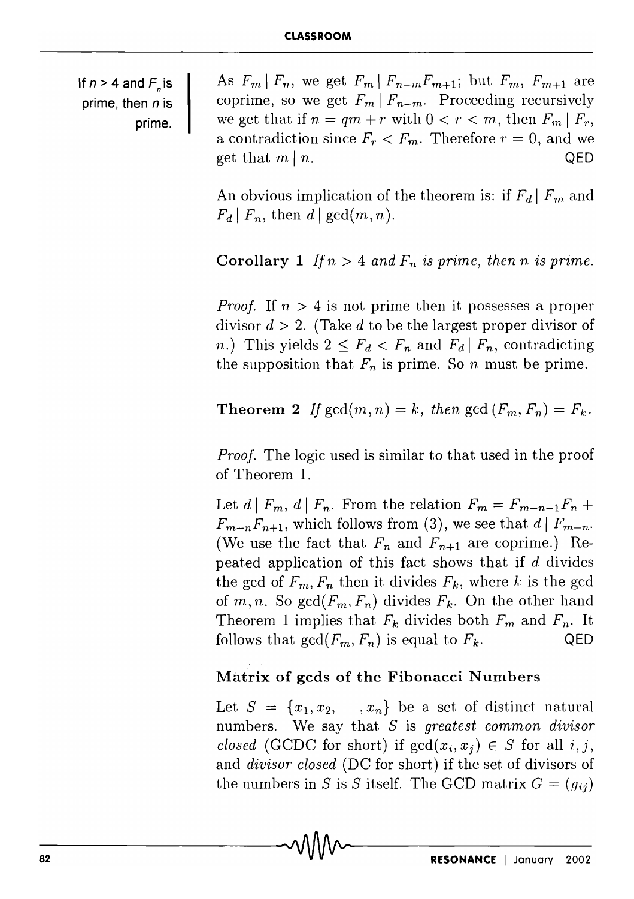If $n > 4$ and $F_n$ is prime, then $n$ is prime.

As $F_m \mid F_n$, we get $F_m \mid F_{n-m}F_{m+1}$; but $F_m$, $F_{m+1}$ are coprime, so we get $F_m \mid F_{n-m}$. Proceeding recursively we get that if $n = qm + r$ with $0 < r < m$, then $F_m \mid F_r$, a contradiction since $F_r < F_m$. Therefore $r = 0$, and we get that $m \mid n$. QED

An obvious implication of the theorem is: if $F_d \mid F_m$ and $F_d \mid F_n$, then $d \mid \gcd(m, n)$.

**Corollary 1** *If $n > 4$ and $F_n$ is prime, then $n$ is prime.*

*Proof.* If $n > 4$ is not prime then it possesses a proper divisor $d > 2$. (Take $d$ to be the largest proper divisor of $n$.) This yields $2 \leq F_d < F_n$ and $F_d \mid F_n$, contradicting the supposition that $F_n$ is prime. So $n$ must be prime.

**Theorem 2** *If $\gcd(m, n) = k$, then $\gcd(F_m, F_n) = F_k$.*

*Proof.* The logic used is similar to that used in the proof of Theorem 1.

Let $d \mid F_m$, $d \mid F_n$. From the relation $F_m = F_{m-n-1}F_n + F_{m-n}F_{n+1}$, which follows from (3), we see that $d \mid F_{m-n}$. (We use the fact that $F_n$ and $F_{n+1}$ are coprime.) Repeated application of this fact shows that if $d$ divides the gcd of $F_m, F_n$ then it divides $F_k$, where $k$ is the gcd of $m, n$. So $\gcd(F_m, F_n)$ divides $F_k$. On the other hand Theorem 1 implies that $F_k$ divides both $F_m$ and $F_n$. It follows that $\gcd(F_m, F_n)$ is equal to $F_k$. QED

## Matrix of gcds of the Fibonacci Numbers

Let $S = \{x_1, x_2, \ldots, x_n\}$ be a set of distinct natural numbers. We say that $S$ is *greatest common divisor closed* (GCDC for short) if $\gcd(x_i, x_j) \in S$ for all $i, j$, and *divisor closed* (DC for short) if the set of divisors of the numbers in $S$ is $S$ itself. The GCD matrix $G = (g_{ij})$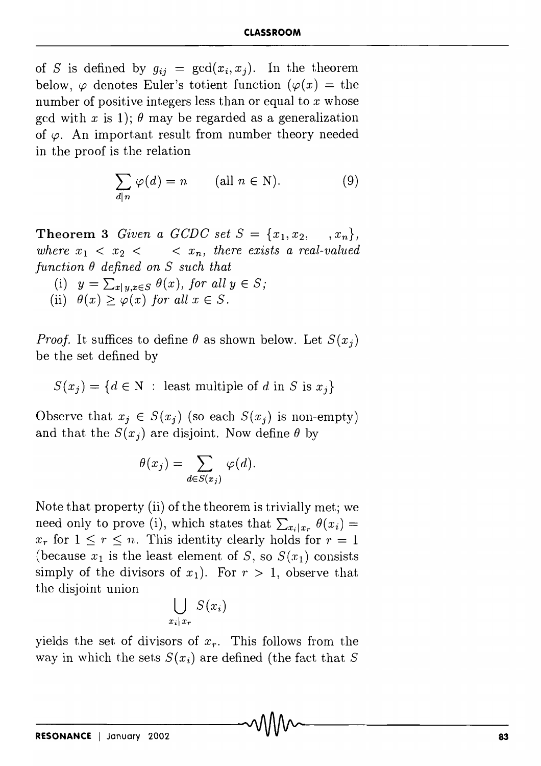of $S$ is defined by $g_{ij} = \gcd(x_i, x_j)$. In the theorem below, $\varphi$ denotes Euler's totient function ($\varphi(x)$ = the number of positive integers less than or equal to $x$ whose gcd with $x$ is 1); $\theta$ may be regarded as a generalization of $\varphi$. An important result from number theory needed in the proof is the relation

$$\sum_{d|n} \varphi(d) = n \qquad (\text{all } n \in \mathrm{N}). \tag{9}$$

**Theorem 3** *Given a GCDC set $S = \{x_1, x_2, \quad , x_n\}$, where $x_1 < x_2 < \quad < x_n$, there exists a real-valued function $\theta$ defined on $S$ such that*

(i) $y = \sum_{x|y, x \in S} \theta(x)$, *for all* $y \in S$;
(ii) $\theta(x) \geq \varphi(x)$ *for all* $x \in S$.

*Proof.* It suffices to define $\theta$ as shown below. Let $S(x_j)$ be the set defined by

$$S(x_j) = \{d \in \mathrm{N} \ : \ \text{least multiple of } d \text{ in } S \text{ is } x_j\}$$

Observe that $x_j \in S(x_j)$ (so each $S(x_j)$ is non-empty) and that the $S(x_j)$ are disjoint. Now define $\theta$ by

$$\theta(x_j) = \sum_{d \in S(x_j)} \varphi(d).$$

Note that property (ii) of the theorem is trivially met; we need only to prove (i), which states that $\sum_{x_i|x_r} \theta(x_i) = x_r$ for $1 \leq r \leq n$. This identity clearly holds for $r = 1$ (because $x_1$ is the least element of $S$, so $S(x_1)$ consists simply of the divisors of $x_1$). For $r > 1$, observe that the disjoint union

$$\bigcup_{x_i|x_r} S(x_i)$$

yields the set of divisors of $x_r$. This follows from the way in which the sets $S(x_i)$ are defined (the fact that $S$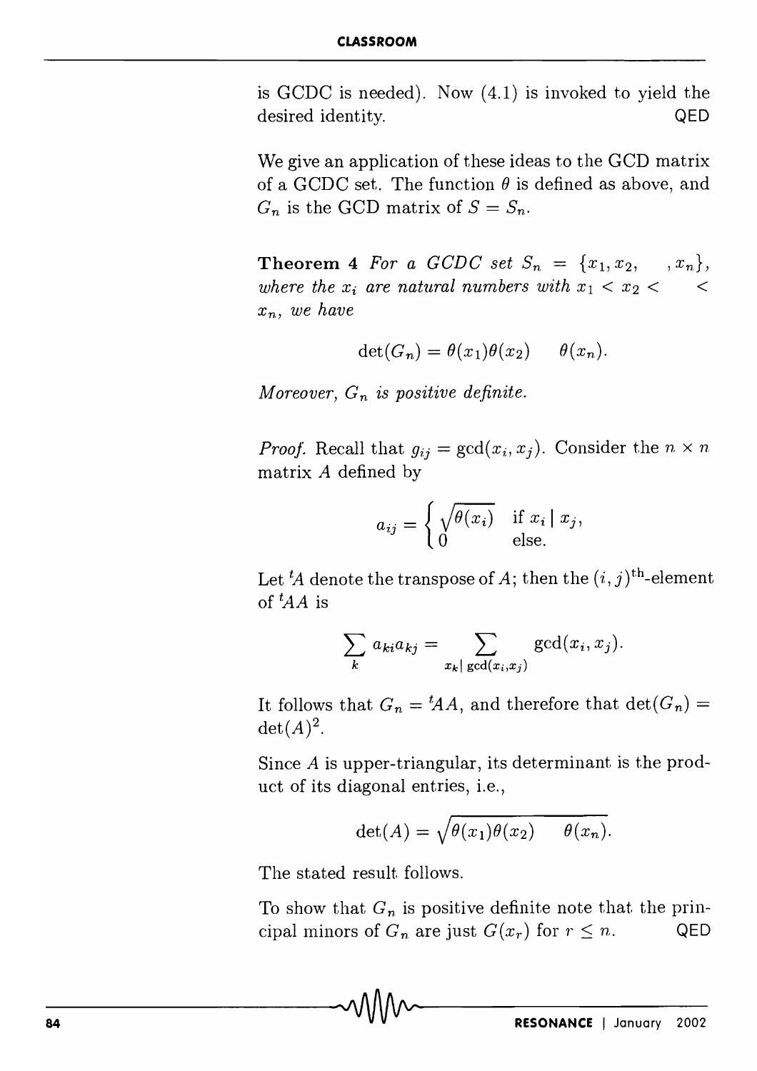is GCDC is needed). Now (4.1) is invoked to yield the desired identity. QED

We give an application of these ideas to the GCD matrix of a GCDC set. The function $\theta$ is defined as above, and $G_n$ is the GCD matrix of $S = S_n$.

**Theorem 4** *For a GCDC set $S_n = \{x_1, x_2, \ldots, x_n\}$, where the $x_i$ are natural numbers with $x_1 < x_2 < \cdots < x_n$, we have*

$$\det(G_n) = \theta(x_1)\theta(x_2) \cdots \theta(x_n).$$

*Moreover, $G_n$ is positive definite.*

*Proof.* Recall that $g_{ij} = \gcd(x_i, x_j)$. Consider the $n \times n$ matrix $A$ defined by

$$a_{ij} = \begin{cases} \sqrt{\theta(x_i)} & \text{if } x_i \mid x_j, \\ 0 & \text{else.} \end{cases}$$

Let ${}^tA$ denote the transpose of $A$; then the $(i,j)^{\text{th}}$-element of ${}^tAA$ is

$$\sum_k a_{ki}a_{kj} = \sum_{x_k \mid \gcd(x_i, x_j)} \gcd(x_i, x_j).$$

It follows that $G_n = {}^tAA$, and therefore that $\det(G_n) = \det(A)^2$.

Since $A$ is upper-triangular, its determinant is the product of its diagonal entries, i.e.,

$$\det(A) = \sqrt{\theta(x_1)\theta(x_2) \cdots \theta(x_n)}.$$

The stated result follows.

To show that $G_n$ is positive definite note that the principal minors of $G_n$ are just $G(x_r)$ for $r \leq n$. QED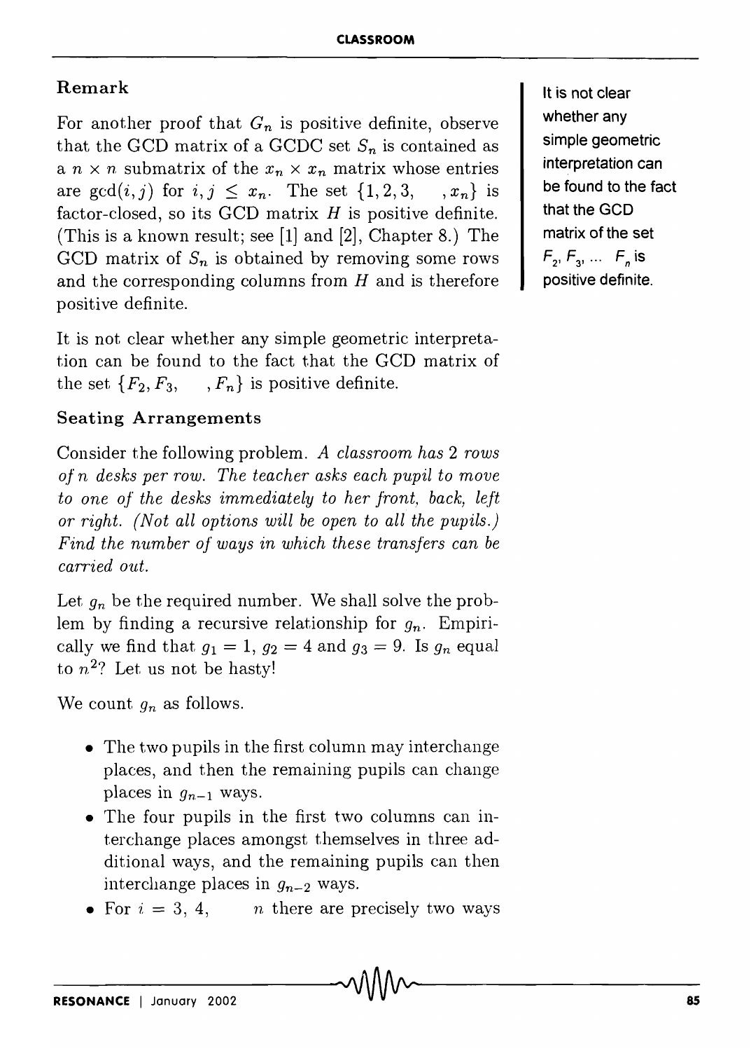## Remark

For another proof that $G_n$ is positive definite, observe that the GCD matrix of a GCDC set $S_n$ is contained as a $n \times n$ submatrix of the $x_n \times x_n$ matrix whose entries are $\gcd(i,j)$ for $i, j \leq x_n$. The set $\{1, 2, 3, \ldots, x_n\}$ is factor-closed, so its GCD matrix $H$ is positive definite. (This is a known result; see [1] and [2], Chapter 8.) The GCD matrix of $S_n$ is obtained by removing some rows and the corresponding columns from $H$ and is therefore positive definite.

It is not clear whether any simple geometric interpretation can be found to the fact that the GCD matrix of the set $\{F_2, F_3, \ldots, F_n\}$ is positive definite.

It is not clear whether any simple geometric interpretation can be found to the fact that the GCD matrix of the set $F_2, F_3, \ldots F_n$ is positive definite.

## Seating Arrangements

Consider the following problem. *A classroom has 2 rows of n desks per row. The teacher asks each pupil to move to one of the desks immediately to her front, back, left or right. (Not all options will be open to all the pupils.) Find the number of ways in which these transfers can be carried out.*

Let $g_n$ be the required number. We shall solve the problem by finding a recursive relationship for $g_n$. Empirically we find that $g_1 = 1$, $g_2 = 4$ and $g_3 = 9$. Is $g_n$ equal to $n^2$? Let us not be hasty!

We count $g_n$ as follows.

- The two pupils in the first column may interchange places, and then the remaining pupils can change places in $g_{n-1}$ ways.
- The four pupils in the first two columns can interchange places amongst themselves in three additional ways, and the remaining pupils can then interchange places in $g_{n-2}$ ways.
- For $i = 3, 4, \ldots n$ there are precisely two ways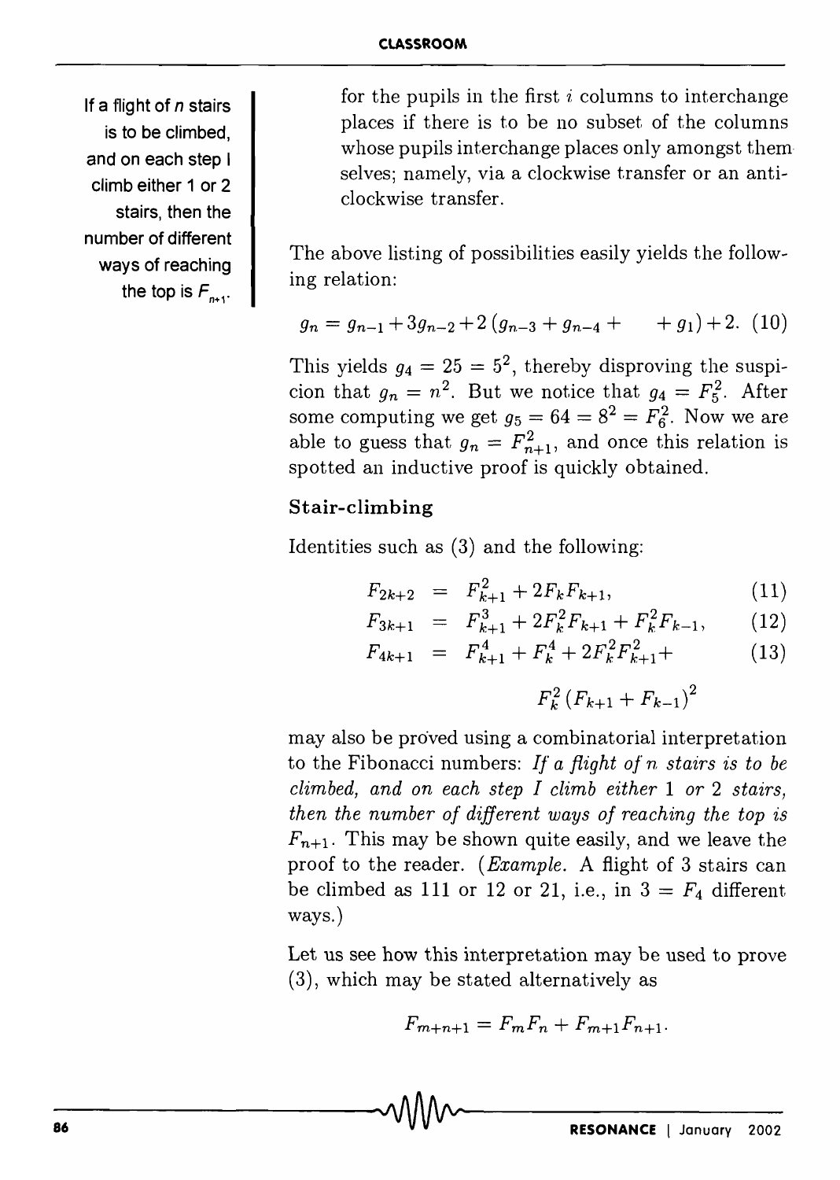If a flight of $n$ stairs is to be climbed, and on each step I climb either 1 or 2 stairs, then the number of different ways of reaching the top is $F_{n+1}$.

for the pupils in the first $i$ columns to interchange places if there is to be no subset of the columns whose pupils interchange places only amongst themselves; namely, via a clockwise transfer or an anticlockwise transfer.

The above listing of possibilities easily yields the following relation:

$$g_n = g_{n-1} + 3g_{n-2} + 2\left(g_{n-3} + g_{n-4} + \quad + g_1\right) + 2. \quad (10)$$

This yields $g_4 = 25 = 5^2$, thereby disproving the suspicion that $g_n = n^2$. But we notice that $g_4 = F_5^2$. After some computing we get $g_5 = 64 = 8^2 = F_6^2$. Now we are able to guess that $g_n = F_{n+1}^2$, and once this relation is spotted an inductive proof is quickly obtained.

### Stair-climbing

Identities such as (3) and the following:

$$F_{2k+2} = F_{k+1}^2 + 2F_k F_{k+1}, \quad (11)$$

$$F_{3k+1} = F_{k+1}^3 + 2F_k^2 F_{k+1} + F_k^2 F_{k-1}, \quad (12)$$

$$F_{4k+1} = F_{k+1}^4 + F_k^4 + 2F_k^2 F_{k+1}^2 + F_k^2\left(F_{k+1} + F_{k-1}\right)^2 \quad (13)$$

may also be proved using a combinatorial interpretation to the Fibonacci numbers: *If a flight of $n$ stairs is to be climbed, and on each step I climb either 1 or 2 stairs, then the number of different ways of reaching the top is* $F_{n+1}$. This may be shown quite easily, and we leave the proof to the reader. (*Example.* A flight of 3 stairs can be climbed as 111 or 12 or 21, i.e., in $3 = F_4$ different ways.)

Let us see how this interpretation may be used to prove (3), which may be stated alternatively as

$$F_{m+n+1} = F_m F_n + F_{m+1} F_{n+1}.$$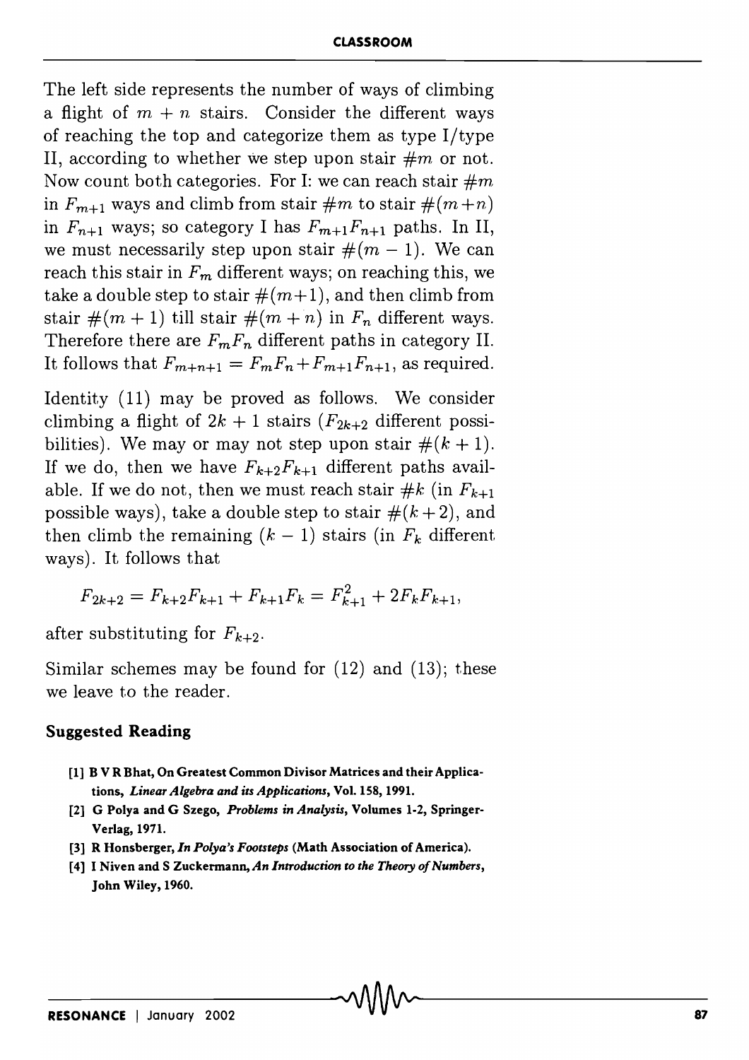The left side represents the number of ways of climbing a flight of $m + n$ stairs. Consider the different ways of reaching the top and categorize them as type I/type II, according to whether we step upon stair $\#m$ or not. Now count both categories. For I: we can reach stair $\#m$ in $F_{m+1}$ ways and climb from stair $\#m$ to stair $\#(m+n)$ in $F_{n+1}$ ways; so category I has $F_{m+1}F_{n+1}$ paths. In II, we must necessarily step upon stair $\#(m-1)$. We can reach this stair in $F_m$ different ways; on reaching this, we take a double step to stair $\#(m+1)$, and then climb from stair $\#(m+1)$ till stair $\#(m+n)$ in $F_n$ different ways. Therefore there are $F_mF_n$ different paths in category II. It follows that $F_{m+n+1} = F_mF_n + F_{m+1}F_{n+1}$, as required.

Identity (11) may be proved as follows. We consider climbing a flight of $2k + 1$ stairs ($F_{2k+2}$ different possibilities). We may or may not step upon stair $\#(k+1)$. If we do, then we have $F_{k+2}F_{k+1}$ different paths available. If we do not, then we must reach stair $\#k$ (in $F_{k+1}$ possible ways), take a double step to stair $\#(k+2)$, and then climb the remaining $(k-1)$ stairs (in $F_k$ different ways). It follows that

$$F_{2k+2} = F_{k+2}F_{k+1} + F_{k+1}F_k = F_{k+1}^2 + 2F_kF_{k+1},$$

after substituting for $F_{k+2}$.

Similar schemes may be found for (12) and (13); these we leave to the reader.

## Suggested Reading

[1] B V R Bhat, On Greatest Common Divisor Matrices and their Applications, *Linear Algebra and its Applications*, Vol. 158, 1991.

[2] G Polya and G Szego, *Problems in Analysis*, Volumes 1-2, Springer-Verlag, 1971.

[3] R Honsberger, *In Polya's Footsteps* (Math Association of America).

[4] I Niven and S Zuckermann, *An Introduction to the Theory of Numbers*, John Wiley, 1960.